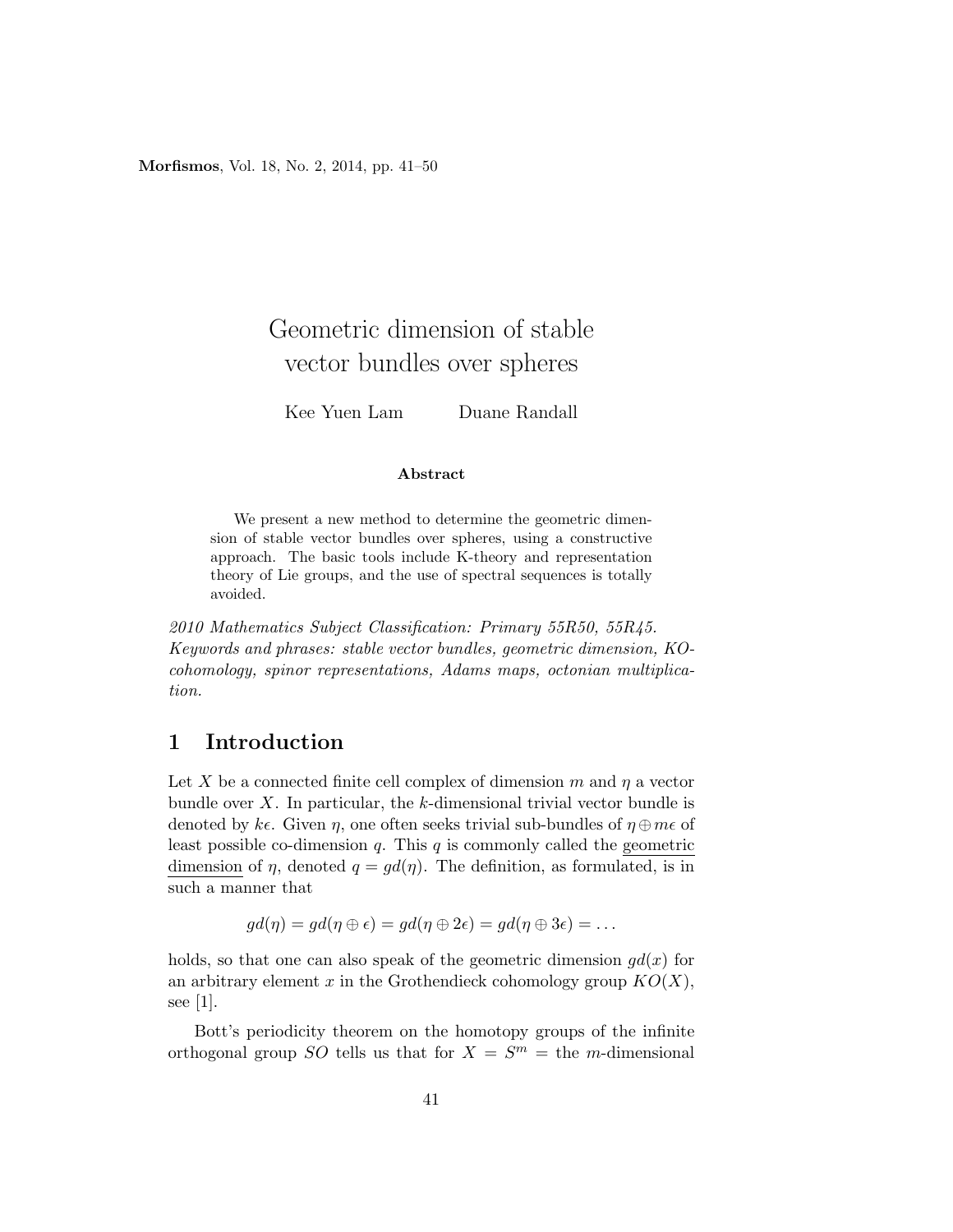# Geometric dimension of stable vector bundles over spheres

Kee Yuen Lam    Duane Randall

### Abstract

We present a new method to determine the geometric dimension of stable vector bundles over spheres, using a constructive approach. The basic tools include K-theory and representation theory of Lie groups, and the use of spectral sequences is totally avoided.

*2010 Mathematics Subject Classification: Primary 55R50, 55R45.*
*Keywords and phrases: stable vector bundles, geometric dimension, KO-cohomology, spinor representations, Adams maps, octonian multiplication.*

## 1 Introduction

Let $X$ be a connected finite cell complex of dimension $m$ and $\eta$ a vector bundle over $X$. In particular, the $k$-dimensional trivial vector bundle is denoted by $k\epsilon$. Given $\eta$, one often seeks trivial sub-bundles of $\eta \oplus m\epsilon$ of least possible co-dimension $q$. This $q$ is commonly called the geometric dimension of $\eta$, denoted $q = gd(\eta)$. The definition, as formulated, is in such a manner that

$$gd(\eta) = gd(\eta \oplus \epsilon) = gd(\eta \oplus 2\epsilon) = gd(\eta \oplus 3\epsilon) = \dots$$

holds, so that one can also speak of the geometric dimension $gd(x)$ for an arbitrary element $x$ in the Grothendieck cohomology group $KO(X)$, see [1].

Bott's periodicity theorem on the homotopy groups of the infinite orthogonal group $SO$ tells us that for $X = S^m$ = the $m$-dimensional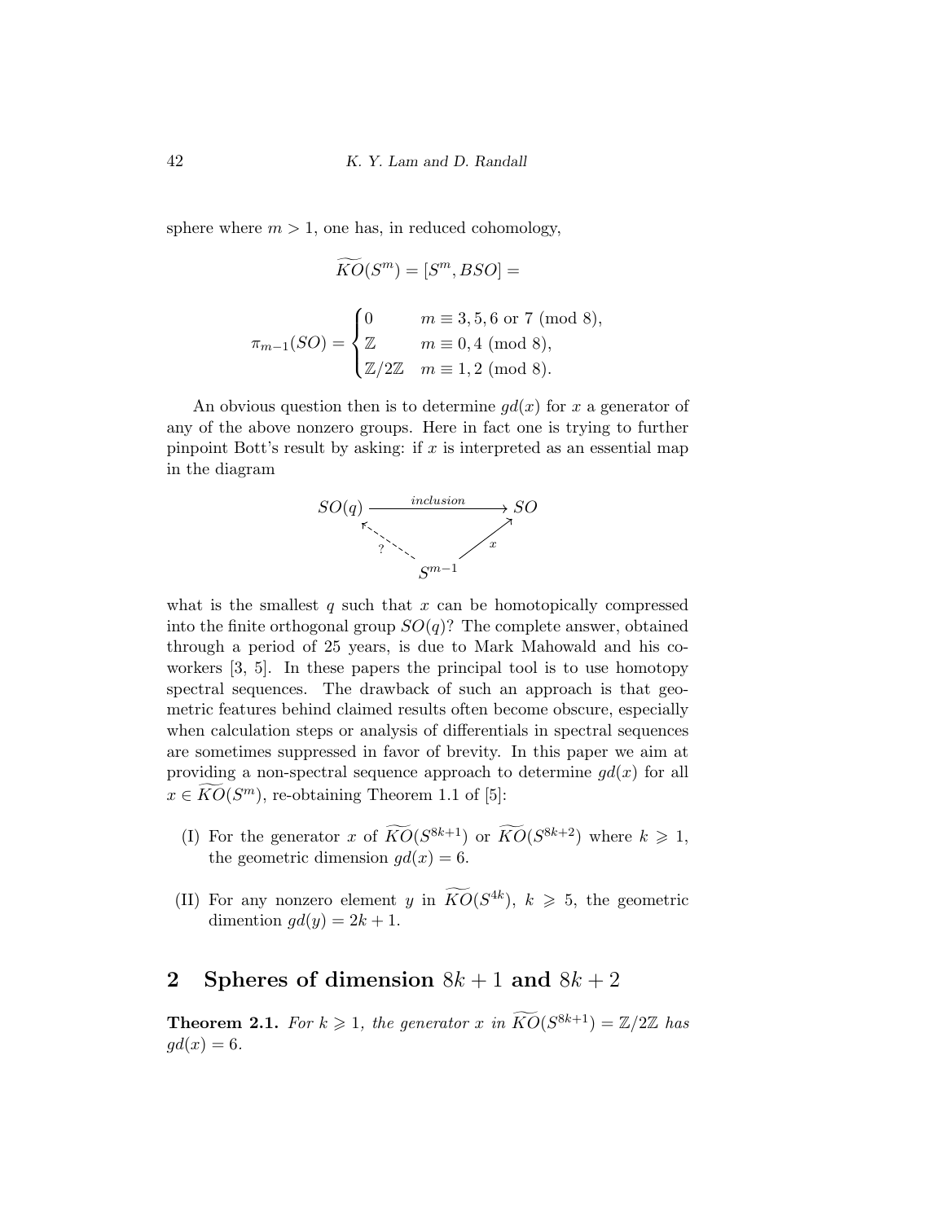sphere where $m > 1$, one has, in reduced cohomology,

$$\widetilde{KO}(S^m) = [S^m, BSO] =$$

$$\pi_{m-1}(SO) = \begin{cases} 0 & m \equiv 3, 5, 6 \text{ or } 7 \pmod 8, \\ \mathbb{Z} & m \equiv 0, 4 \pmod 8, \\ \mathbb{Z}/2\mathbb{Z} & m \equiv 1, 2 \pmod 8. \end{cases}$$

An obvious question then is to determine $gd(x)$ for $x$ a generator of any of the above nonzero groups. Here in fact one is trying to further pinpoint Bott's result by asking: if $x$ is interpreted as an essential map in the diagram

$$\begin{array}{ccc} SO(q) & \xrightarrow{\text{inclusion}} & SO \\ & \nwarrow ? \quad \nearrow x & \\ & S^{m-1} & \end{array}$$

what is the smallest $q$ such that $x$ can be homotopically compressed into the finite orthogonal group $SO(q)$? The complete answer, obtained through a period of 25 years, is due to Mark Mahowald and his coworkers [3, 5]. In these papers the principal tool is to use homotopy spectral sequences. The drawback of such an approach is that geometric features behind claimed results often become obscure, especially when calculation steps or analysis of differentials in spectral sequences are sometimes suppressed in favor of brevity. In this paper we aim at providing a non-spectral sequence approach to determine $gd(x)$ for all $x \in \widetilde{KO}(S^m)$, re-obtaining Theorem 1.1 of [5]:

(I) For the generator $x$ of $\widetilde{KO}(S^{8k+1})$ or $\widetilde{KO}(S^{8k+2})$ where $k \geqslant 1$, the geometric dimension $gd(x) = 6$.

(II) For any nonzero element $y$ in $\widetilde{KO}(S^{4k})$, $k \geqslant 5$, the geometric dimention $gd(y) = 2k + 1$.

## 2 Spheres of dimension $8k + 1$ and $8k + 2$

**Theorem 2.1.** *For $k \geqslant 1$, the generator $x$ in $\widetilde{KO}(S^{8k+1}) = \mathbb{Z}/2\mathbb{Z}$ has $gd(x) = 6$.*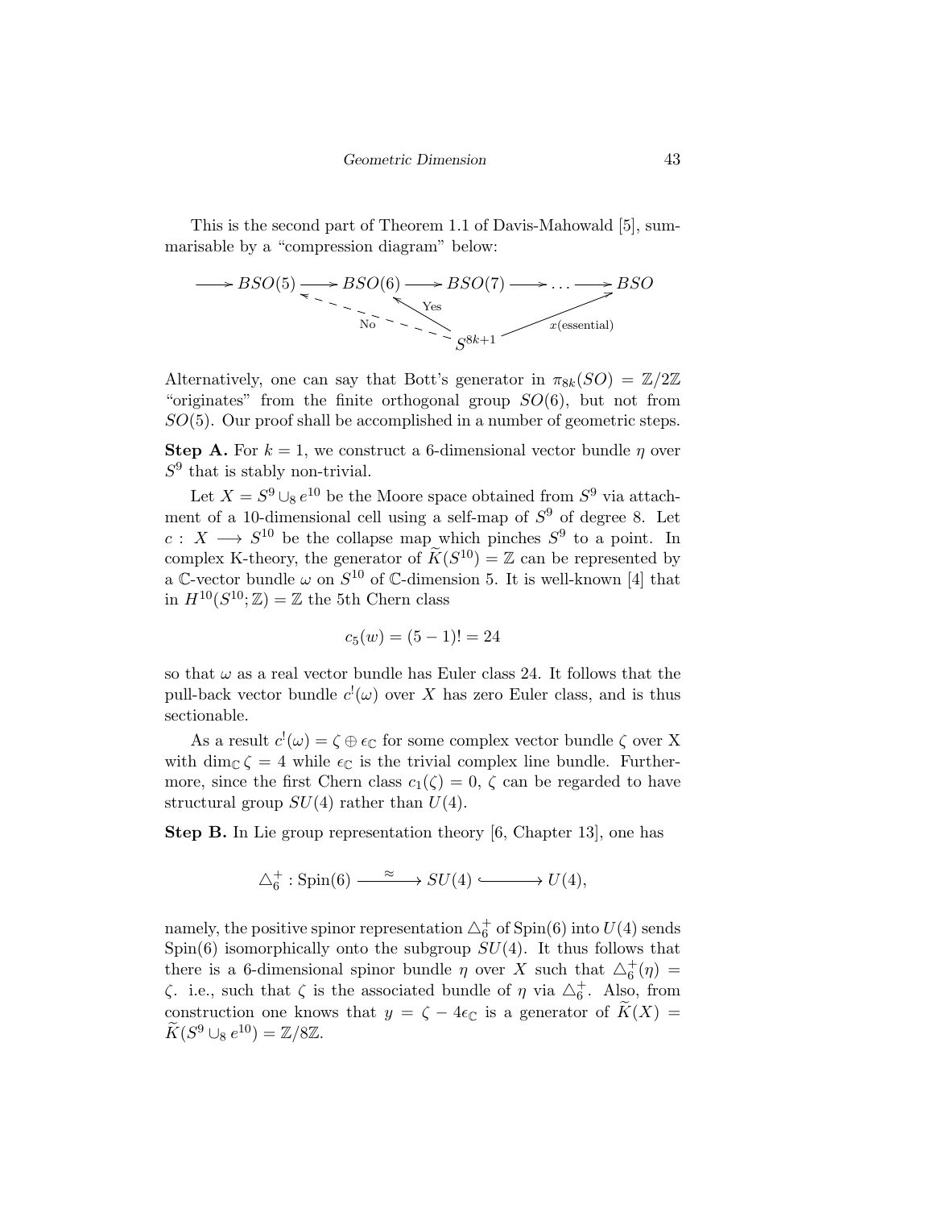This is the second part of Theorem 1.1 of Davis-Mahowald [5], summarisable by a "compression diagram" below:

$$\begin{array}{c} \longrightarrow BSO(5) \longrightarrow BSO(6) \longrightarrow BSO(7) \longrightarrow \cdots \longrightarrow BSO \\ \text{No} \nwarrow \quad \nwarrow \text{Yes} \qquad \nearrow x(\text{essential}) \\ S^{8k+1} \end{array}$$

Alternatively, one can say that Bott's generator in $\pi_{8k}(SO) = \mathbb{Z}/2\mathbb{Z}$ "originates" from the finite orthogonal group $SO(6)$, but not from $SO(5)$. Our proof shall be accomplished in a number of geometric steps.

**Step A.** For $k = 1$, we construct a 6-dimensional vector bundle $\eta$ over $S^9$ that is stably non-trivial.

Let $X = S^9 \cup_8 e^{10}$ be the Moore space obtained from $S^9$ via attachment of a 10-dimensional cell using a self-map of $S^9$ of degree 8. Let $c : X \longrightarrow S^{10}$ be the collapse map which pinches $S^9$ to a point. In complex K-theory, the generator of $\widetilde{K}(S^{10}) = \mathbb{Z}$ can be represented by a $\mathbb{C}$-vector bundle $\omega$ on $S^{10}$ of $\mathbb{C}$-dimension 5. It is well-known [4] that in $H^{10}(S^{10}; \mathbb{Z}) = \mathbb{Z}$ the 5th Chern class

$$c_5(w) = (5-1)! = 24$$

so that $\omega$ as a real vector bundle has Euler class 24. It follows that the pull-back vector bundle $c^!(\omega)$ over $X$ has zero Euler class, and is thus sectionable.

As a result $c^!(\omega) = \zeta \oplus \epsilon_{\mathbb{C}}$ for some complex vector bundle $\zeta$ over X with $\dim_{\mathbb{C}} \zeta = 4$ while $\epsilon_{\mathbb{C}}$ is the trivial complex line bundle. Furthermore, since the first Chern class $c_1(\zeta) = 0$, $\zeta$ can be regarded to have structural group $SU(4)$ rather than $U(4)$.

**Step B.** In Lie group representation theory [6, Chapter 13], one has

$$\triangle_6^+ : \text{Spin}(6) \xrightarrow{\approx} SU(4) \hookrightarrow U(4),$$

namely, the positive spinor representation $\triangle_6^+$ of Spin(6) into $U(4)$ sends Spin(6) isomorphically onto the subgroup $SU(4)$. It thus follows that there is a 6-dimensional spinor bundle $\eta$ over $X$ such that $\triangle_6^+(\eta) = \zeta$. i.e., such that $\zeta$ is the associated bundle of $\eta$ via $\triangle_6^+$. Also, from construction one knows that $y = \zeta - 4\epsilon_{\mathbb{C}}$ is a generator of $\widetilde{K}(X) = \widetilde{K}(S^9 \cup_8 e^{10}) = \mathbb{Z}/8\mathbb{Z}$.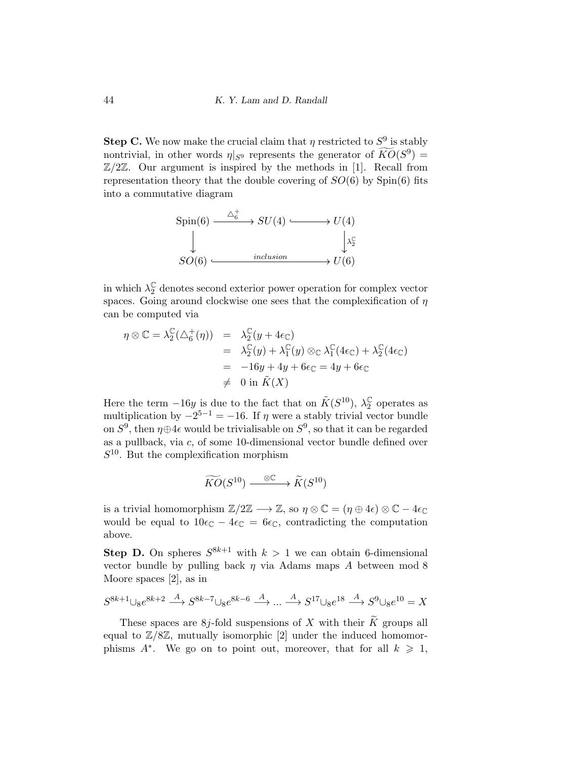**Step C.** We now make the crucial claim that $\eta$ restricted to $S^9$ is stably nontrivial, in other words $\eta|_{S^9}$ represents the generator of $\widetilde{KO}(S^9) = \mathbb{Z}/2\mathbb{Z}$. Our argument is inspired by the methods in [1]. Recall from representation theory that the double covering of $SO(6)$ by Spin(6) fits into a commutative diagram

$$\begin{array}{ccccc}
\mathrm{Spin}(6) & \xrightarrow{\triangle_6^+} & SU(4) & \hookrightarrow & U(4) \\
\downarrow & & & & \downarrow \lambda_2^{\mathbb{C}} \\
SO(6) & & \xhookrightarrow{\quad inclusion \quad} & & U(6)
\end{array}$$

in which $\lambda_2^{\mathbb{C}}$ denotes second exterior power operation for complex vector spaces. Going around clockwise one sees that the complexification of $\eta$ can be computed via

$$\begin{aligned}
\eta \otimes \mathbb{C} = \lambda_2^{\mathbb{C}}(\triangle_6^+(\eta)) &= \lambda_2^{\mathbb{C}}(y + 4\epsilon_{\mathbb{C}}) \\
&= \lambda_2^{\mathbb{C}}(y) + \lambda_1^{\mathbb{C}}(y) \otimes_{\mathbb{C}} \lambda_1^{\mathbb{C}}(4\epsilon_{\mathbb{C}}) + \lambda_2^{\mathbb{C}}(4\epsilon_{\mathbb{C}}) \\
&= -16y + 4y + 6\epsilon_{\mathbb{C}} = 4y + 6\epsilon_{\mathbb{C}} \\
&\neq 0 \text{ in } \tilde{K}(X)
\end{aligned}$$

Here the term $-16y$ is due to the fact that on $\tilde{K}(S^{10})$, $\lambda_2^{\mathbb{C}}$ operates as multiplication by $-2^{5-1} = -16$. If $\eta$ were a stably trivial vector bundle on $S^9$, then $\eta \oplus 4\epsilon$ would be trivialisable on $S^9$, so that it can be regarded as a pullback, via $c$, of some 10-dimensional vector bundle defined over $S^{10}$. But the complexification morphism

$$\widetilde{KO}(S^{10}) \xrightarrow{\otimes \mathbb{C}} \widetilde{K}(S^{10})$$

is a trivial homomorphism $\mathbb{Z}/2\mathbb{Z} \longrightarrow \mathbb{Z}$, so $\eta \otimes \mathbb{C} = (\eta \oplus 4\epsilon) \otimes \mathbb{C} - 4\epsilon_{\mathbb{C}}$ would be equal to $10\epsilon_{\mathbb{C}} - 4\epsilon_{\mathbb{C}} = 6\epsilon_{\mathbb{C}}$, contradicting the computation above.

**Step D.** On spheres $S^{8k+1}$ with $k > 1$ we can obtain 6-dimensional vector bundle by pulling back $\eta$ via Adams maps $A$ between mod 8 Moore spaces [2], as in

$$S^{8k+1} \cup_8 e^{8k+2} \xrightarrow{A} S^{8k-7} \cup_8 e^{8k-6} \xrightarrow{A} \ldots \xrightarrow{A} S^{17} \cup_8 e^{18} \xrightarrow{A} S^9 \cup_8 e^{10} = X$$

These spaces are $8j$-fold suspensions of $X$ with their $\widetilde{K}$ groups all equal to $\mathbb{Z}/8\mathbb{Z}$, mutually isomorphic [2] under the induced homomorphisms $A^*$. We go on to point out, moreover, that for all $k \geqslant 1$,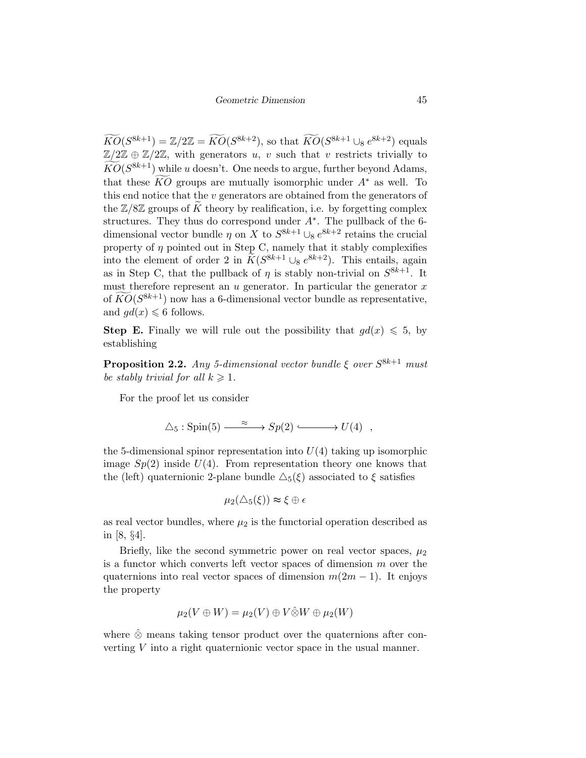$\widetilde{KO}(S^{8k+1}) = \mathbb{Z}/2\mathbb{Z} = \widetilde{KO}(S^{8k+2})$, so that $\widetilde{KO}(S^{8k+1} \cup_8 e^{8k+2})$ equals $\mathbb{Z}/2\mathbb{Z} \oplus \mathbb{Z}/2\mathbb{Z}$, with generators $u$, $v$ such that $v$ restricts trivially to $\widetilde{KO}(S^{8k+1})$ while $u$ doesn't. One needs to argue, further beyond Adams, that these $\widetilde{KO}$ groups are mutually isomorphic under $A^*$ as well. To this end notice that the $v$ generators are obtained from the generators of the $\mathbb{Z}/8\mathbb{Z}$ groups of $\widetilde{K}$ theory by realification, i.e. by forgetting complex structures. They thus do correspond under $A^*$. The pullback of the 6-dimensional vector bundle $\eta$ on $X$ to $S^{8k+1} \cup_8 e^{8k+2}$ retains the crucial property of $\eta$ pointed out in Step C, namely that it stably complexifies into the element of order 2 in $\widetilde{K}(S^{8k+1} \cup_8 e^{8k+2})$. This entails, again as in Step C, that the pullback of $\eta$ is stably non-trivial on $S^{8k+1}$. It must therefore represent an $u$ generator. In particular the generator $x$ of $\widetilde{KO}(S^{8k+1})$ now has a 6-dimensional vector bundle as representative, and $gd(x) \leqslant 6$ follows.

**Step E.** Finally we will rule out the possibility that $gd(x) \leqslant 5$, by establishing

**Proposition 2.2.** *Any 5-dimensional vector bundle $\xi$ over $S^{8k+1}$ must be stably trivial for all $k \geqslant 1$.*

For the proof let us consider

$$\triangle_5 : \mathrm{Spin}(5) \xrightarrow{\approx} Sp(2) \hookrightarrow U(4) \quad ,$$

the 5-dimensional spinor representation into $U(4)$ taking up isomorphic image $Sp(2)$ inside $U(4)$. From representation theory one knows that the (left) quaternionic 2-plane bundle $\triangle_5(\xi)$ associated to $\xi$ satisfies

$$\mu_2(\triangle_5(\xi)) \approx \xi \oplus \epsilon$$

as real vector bundles, where $\mu_2$ is the functorial operation described as in [8, §4].

Briefly, like the second symmetric power on real vector spaces, $\mu_2$ is a functor which converts left vector spaces of dimension $m$ over the quaternions into real vector spaces of dimension $m(2m-1)$. It enjoys the property

$$\mu_2(V \oplus W) = \mu_2(V) \oplus V \hat{\otimes} W \oplus \mu_2(W)$$

where $\hat{\otimes}$ means taking tensor product over the quaternions after converting $V$ into a right quaternionic vector space in the usual manner.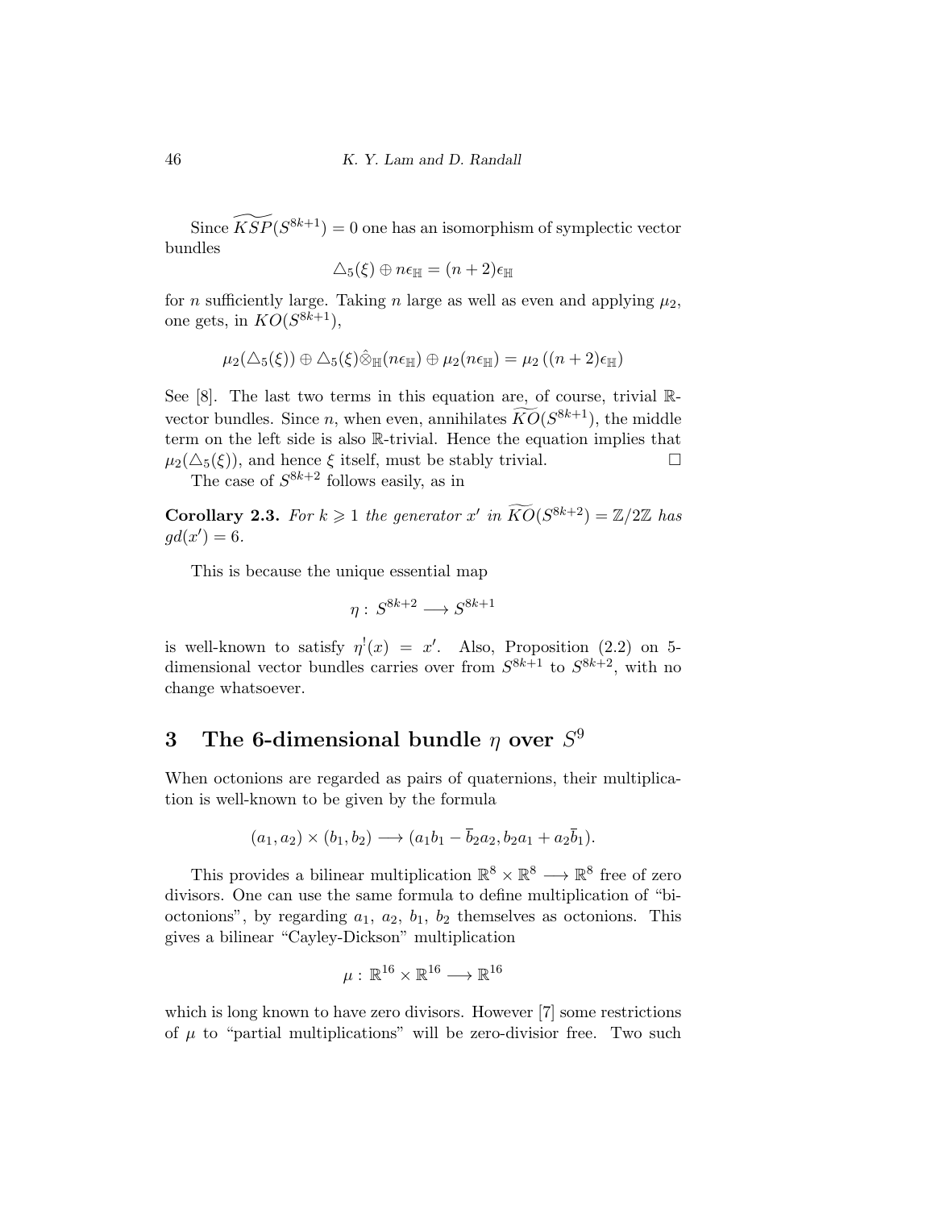Since $\widetilde{KSP}(S^{8k+1}) = 0$ one has an isomorphism of symplectic vector bundles

$$\triangle_5(\xi) \oplus n\epsilon_{\mathbb{H}} = (n+2)\epsilon_{\mathbb{H}}$$

for $n$ sufficiently large. Taking $n$ large as well as even and applying $\mu_2$, one gets, in $KO(S^{8k+1})$,

$$\mu_2(\triangle_5(\xi)) \oplus \triangle_5(\xi)\hat{\otimes}_{\mathbb{H}}(n\epsilon_{\mathbb{H}}) \oplus \mu_2(n\epsilon_{\mathbb{H}}) = \mu_2\left((n+2)\epsilon_{\mathbb{H}}\right)$$

See [8]. The last two terms in this equation are, of course, trivial $\mathbb{R}$-vector bundles. Since $n$, when even, annihilates $\widetilde{KO}(S^{8k+1})$, the middle term on the left side is also $\mathbb{R}$-trivial. Hence the equation implies that $\mu_2(\triangle_5(\xi))$, and hence $\xi$ itself, must be stably trivial. □

The case of $S^{8k+2}$ follows easily, as in

**Corollary 2.3.** *For $k \geqslant 1$ the generator $x'$ in $\widetilde{KO}(S^{8k+2}) = \mathbb{Z}/2\mathbb{Z}$ has $gd(x') = 6$.*

This is because the unique essential map

$$\eta : S^{8k+2} \longrightarrow S^{8k+1}$$

is well-known to satisfy $\eta^!(x) = x'$. Also, Proposition (2.2) on 5-dimensional vector bundles carries over from $S^{8k+1}$ to $S^{8k+2}$, with no change whatsoever.

## 3 The 6-dimensional bundle $\eta$ over $S^9$

When octonions are regarded as pairs of quaternions, their multiplication is well-known to be given by the formula

$$(a_1, a_2) \times (b_1, b_2) \longrightarrow (a_1 b_1 - \overline{b}_2 a_2, b_2 a_1 + a_2 \overline{b}_1).$$

This provides a bilinear multiplication $\mathbb{R}^8 \times \mathbb{R}^8 \longrightarrow \mathbb{R}^8$ free of zero divisors. One can use the same formula to define multiplication of "bi-octonions", by regarding $a_1$, $a_2$, $b_1$, $b_2$ themselves as octonions. This gives a bilinear "Cayley-Dickson" multiplication

$$\mu : \mathbb{R}^{16} \times \mathbb{R}^{16} \longrightarrow \mathbb{R}^{16}$$

which is long known to have zero divisors. However [7] some restrictions of $\mu$ to "partial multiplications" will be zero-divisior free. Two such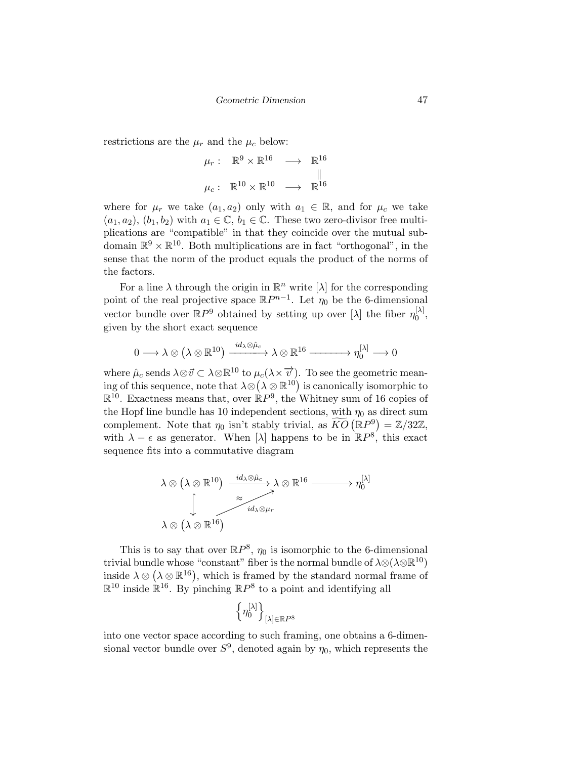restrictions are the $\mu_r$ and the $\mu_c$ below:

$$\begin{array}{llll} \mu_r : & \mathbb{R}^9 \times \mathbb{R}^{16} & \longrightarrow & \mathbb{R}^{16} \\ & & & \| \\ \mu_c : & \mathbb{R}^{10} \times \mathbb{R}^{10} & \longrightarrow & \mathbb{R}^{16} \end{array}$$

where for $\mu_r$ we take $(a_1, a_2)$ only with $a_1 \in \mathbb{R}$, and for $\mu_c$ we take $(a_1, a_2)$, $(b_1, b_2)$ with $a_1 \in \mathbb{C}$, $b_1 \in \mathbb{C}$. These two zero-divisor free multiplications are "compatible" in that they coincide over the mutual subdomain $\mathbb{R}^9 \times \mathbb{R}^{10}$. Both multiplications are in fact "orthogonal", in the sense that the norm of the product equals the product of the norms of the factors.

For a line $\lambda$ through the origin in $\mathbb{R}^n$ write $[\lambda]$ for the corresponding point of the real projective space $\mathbb{R}P^{n-1}$. Let $\eta_0$ be the 6-dimensional vector bundle over $\mathbb{R}P^9$ obtained by setting up over $[\lambda]$ the fiber $\eta_0^{[\lambda]}$, given by the short exact sequence

$$0 \longrightarrow \lambda \otimes \left(\lambda \otimes \mathbb{R}^{10}\right) \xrightarrow{id_\lambda \otimes \hat{\mu}_c} \lambda \otimes \mathbb{R}^{16} \longrightarrow \eta_0^{[\lambda]} \longrightarrow 0$$

where $\hat{\mu}_c$ sends $\lambda \otimes \vec{v} \subset \lambda \otimes \mathbb{R}^{10}$ to $\mu_c(\lambda \times \overrightarrow{v})$. To see the geometric meaning of this sequence, note that $\lambda \otimes \left(\lambda \otimes \mathbb{R}^{10}\right)$ is canonically isomorphic to $\mathbb{R}^{10}$. Exactness means that, over $\mathbb{R}P^9$, the Whitney sum of 16 copies of the Hopf line bundle has 10 independent sections, with $\eta_0$ as direct sum complement. Note that $\eta_0$ isn't stably trivial, as $\widetilde{KO}\left(\mathbb{R}P^9\right) = \mathbb{Z}/32\mathbb{Z}$, with $\lambda - \epsilon$ as generator. When $[\lambda]$ happens to be in $\mathbb{R}P^8$, this exact sequence fits into a commutative diagram

$$\begin{array}{ccccc} \lambda \otimes \left(\lambda \otimes \mathbb{R}^{10}\right) & \xrightarrow{id_\lambda \otimes \hat{\mu}_c} & \lambda \otimes \mathbb{R}^{16} & \longrightarrow & \eta_0^{[\lambda]} \\ \big\downarrow & \approx \nearrow_{id_\lambda \otimes \mu_r} & & & \\ \lambda \otimes \left(\lambda \otimes \mathbb{R}^{16}\right) & & & & \end{array}$$

This is to say that over $\mathbb{R}P^8$, $\eta_0$ is isomorphic to the 6-dimensional trivial bundle whose "constant" fiber is the normal bundle of $\lambda \otimes (\lambda \otimes \mathbb{R}^{10})$ inside $\lambda \otimes \left(\lambda \otimes \mathbb{R}^{16}\right)$, which is framed by the standard normal frame of $\mathbb{R}^{10}$ inside $\mathbb{R}^{16}$. By pinching $\mathbb{R}P^8$ to a point and identifying all

$$\left\{\eta_0^{[\lambda]}\right\}_{[\lambda] \in \mathbb{R}P^8}$$

into one vector space according to such framing, one obtains a 6-dimensional vector bundle over $S^9$, denoted again by $\eta_0$, which represents the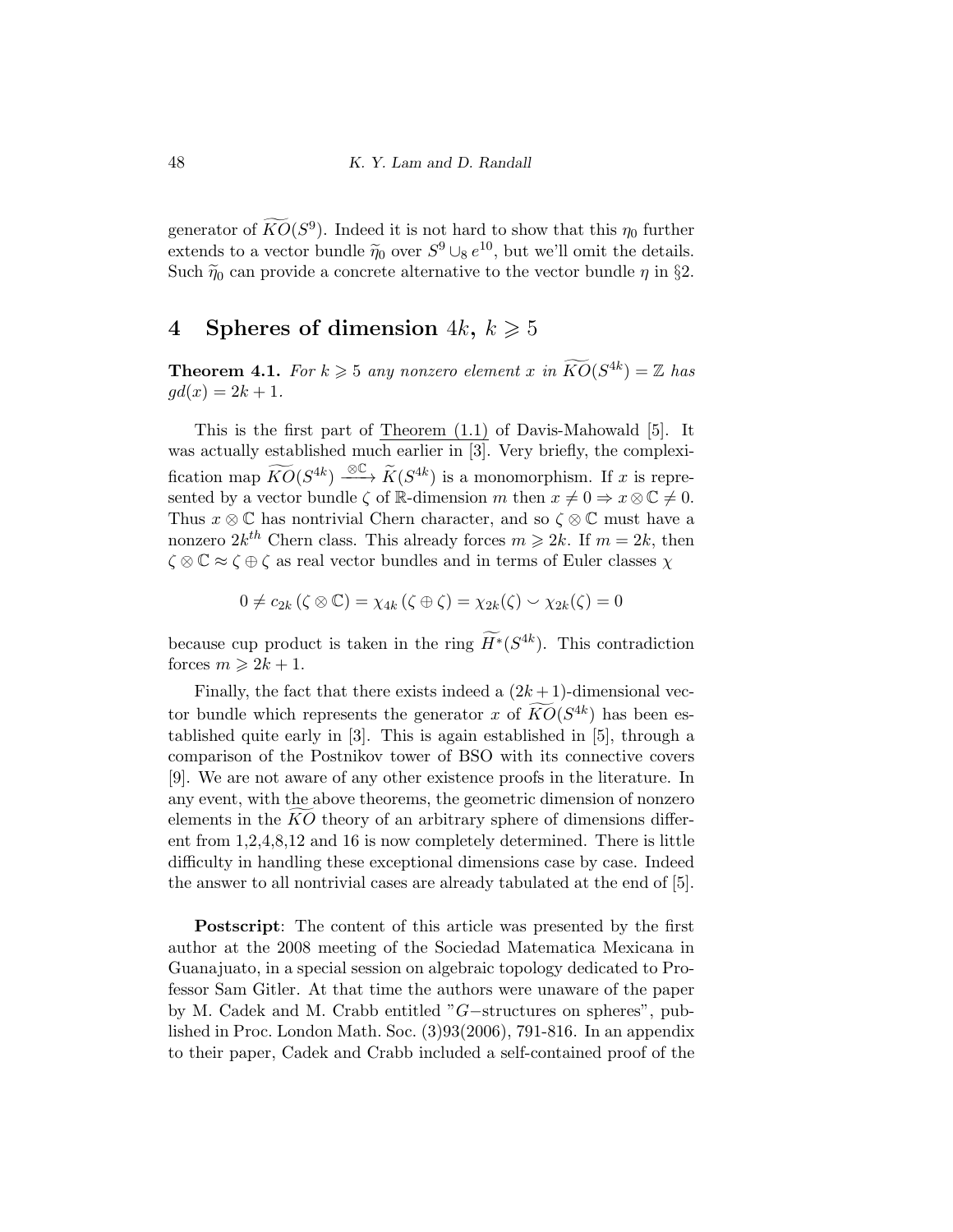generator of $\widetilde{KO}(S^9)$. Indeed it is not hard to show that this $\eta_0$ further extends to a vector bundle $\widetilde{\eta}_0$ over $S^9 \cup_8 e^{10}$, but we'll omit the details. Such $\widetilde{\eta}_0$ can provide a concrete alternative to the vector bundle $\eta$ in §2.

## 4 Spheres of dimension $4k$, $k \geqslant 5$

**Theorem 4.1.** *For $k \geqslant 5$ any nonzero element $x$ in $\widetilde{KO}(S^{4k}) = \mathbb{Z}$ has $gd(x) = 2k+1$.*

This is the first part of Theorem (1.1) of Davis-Mahowald [5]. It was actually established much earlier in [3]. Very briefly, the complexification map $\widetilde{KO}(S^{4k}) \xrightarrow{\otimes \mathbb{C}} \widetilde{K}(S^{4k})$ is a monomorphism. If $x$ is represented by a vector bundle $\zeta$ of $\mathbb{R}$-dimension $m$ then $x \neq 0 \Rightarrow x \otimes \mathbb{C} \neq 0$. Thus $x \otimes \mathbb{C}$ has nontrivial Chern character, and so $\zeta \otimes \mathbb{C}$ must have a nonzero $2k^{th}$ Chern class. This already forces $m \geqslant 2k$. If $m = 2k$, then $\zeta \otimes \mathbb{C} \approx \zeta \oplus \zeta$ as real vector bundles and in terms of Euler classes $\chi$

$$0 \neq c_{2k}(\zeta \otimes \mathbb{C}) = \chi_{4k}(\zeta \oplus \zeta) = \chi_{2k}(\zeta) \smile \chi_{2k}(\zeta) = 0$$

because cup product is taken in the ring $\widetilde{H}^*(S^{4k})$. This contradiction forces $m \geqslant 2k+1$.

Finally, the fact that there exists indeed a $(2k+1)$-dimensional vector bundle which represents the generator $x$ of $\widetilde{KO}(S^{4k})$ has been established quite early in [3]. This is again established in [5], through a comparison of the Postnikov tower of BSO with its connective covers [9]. We are not aware of any other existence proofs in the literature. In any event, with the above theorems, the geometric dimension of nonzero elements in the $\widetilde{KO}$ theory of an arbitrary sphere of dimensions different from 1,2,4,8,12 and 16 is now completely determined. There is little difficulty in handling these exceptional dimensions case by case. Indeed the answer to all nontrivial cases are already tabulated at the end of [5].

**Postscript**: The content of this article was presented by the first author at the 2008 meeting of the Sociedad Matematica Mexicana in Guanajuato, in a special session on algebraic topology dedicated to Professor Sam Gitler. At that time the authors were unaware of the paper by M. Cadek and M. Crabb entitled "$G-$structures on spheres", published in Proc. London Math. Soc. (3)93(2006), 791-816. In an appendix to their paper, Cadek and Crabb included a self-contained proof of the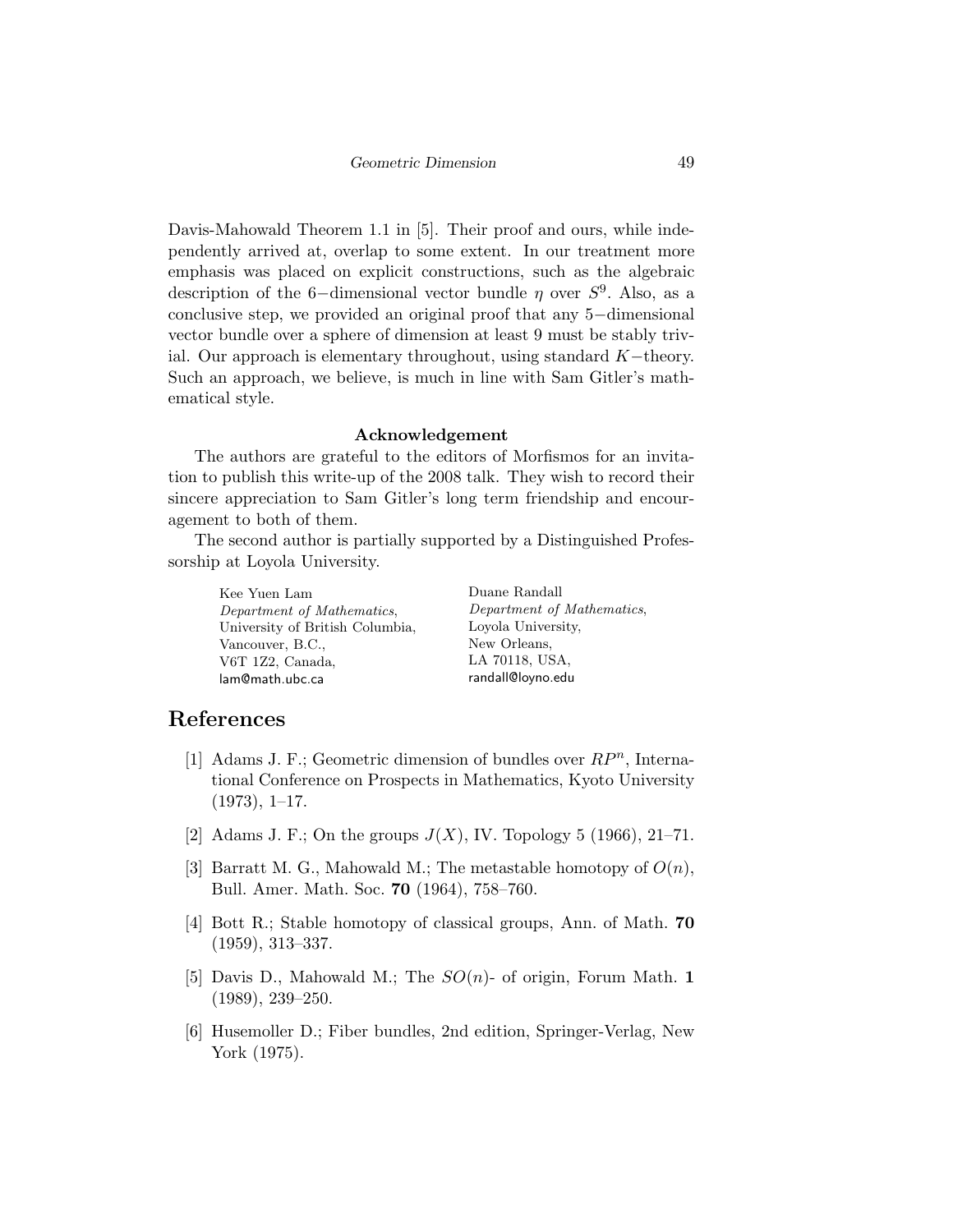Davis-Mahowald Theorem 1.1 in [5]. Their proof and ours, while independently arrived at, overlap to some extent. In our treatment more emphasis was placed on explicit constructions, such as the algebraic description of the 6−dimensional vector bundle $\eta$ over $S^9$. Also, as a conclusive step, we provided an original proof that any 5−dimensional vector bundle over a sphere of dimension at least 9 must be stably trivial. Our approach is elementary throughout, using standard $K-$theory. Such an approach, we believe, is much in line with Sam Gitler's mathematical style.

**Acknowledgement**

The authors are grateful to the editors of Morfismos for an invitation to publish this write-up of the 2008 talk. They wish to record their sincere appreciation to Sam Gitler's long term friendship and encouragement to both of them.

The second author is partially supported by a Distinguished Professorship at Loyola University.

Kee Yuen Lam
*Department of Mathematics*,
University of British Columbia,
Vancouver, B.C.,
V6T 1Z2, Canada,
lam@math.ubc.ca

Duane Randall
*Department of Mathematics*,
Loyola University,
New Orleans,
LA 70118, USA,
randall@loyno.edu

## References

[1] Adams J. F.; Geometric dimension of bundles over $RP^n$, International Conference on Prospects in Mathematics, Kyoto University (1973), 1–17.

[2] Adams J. F.; On the groups $J(X)$, IV. Topology 5 (1966), 21–71.

[3] Barratt M. G., Mahowald M.; The metastable homotopy of $O(n)$, Bull. Amer. Math. Soc. **70** (1964), 758–760.

[4] Bott R.; Stable homotopy of classical groups, Ann. of Math. **70** (1959), 313–337.

[5] Davis D., Mahowald M.; The $SO(n)$- of origin, Forum Math. **1** (1989), 239–250.

[6] Husemoller D.; Fiber bundles, 2nd edition, Springer-Verlag, New York (1975).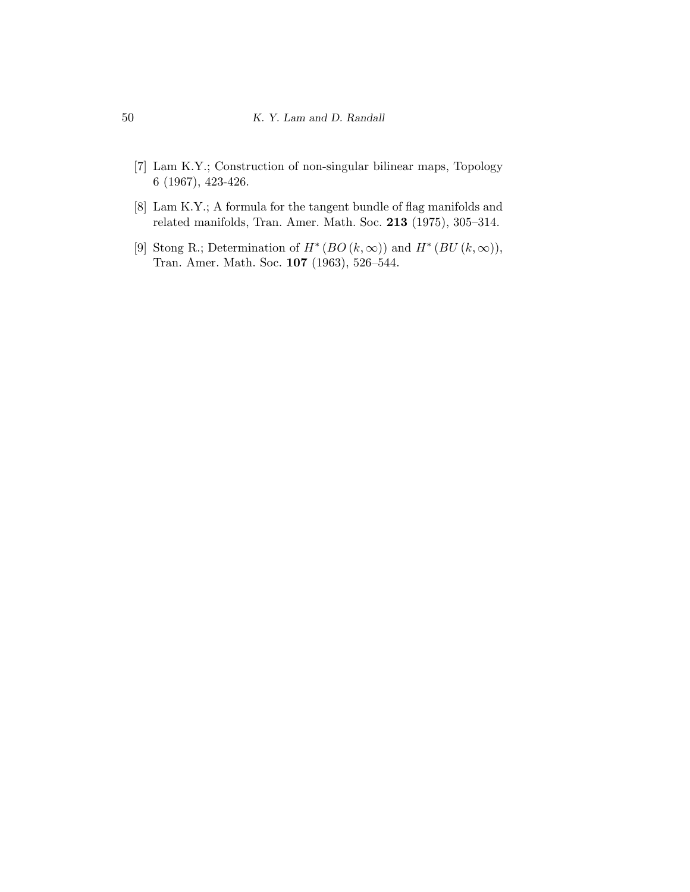[7] Lam K.Y.; Construction of non-singular bilinear maps, Topology 6 (1967), 423-426.

[8] Lam K.Y.; A formula for the tangent bundle of flag manifolds and related manifolds, Tran. Amer. Math. Soc. **213** (1975), 305–314.

[9] Stong R.; Determination of $H^*(BO(k,\infty))$ and $H^*(BU(k,\infty))$, Tran. Amer. Math. Soc. **107** (1963), 526–544.